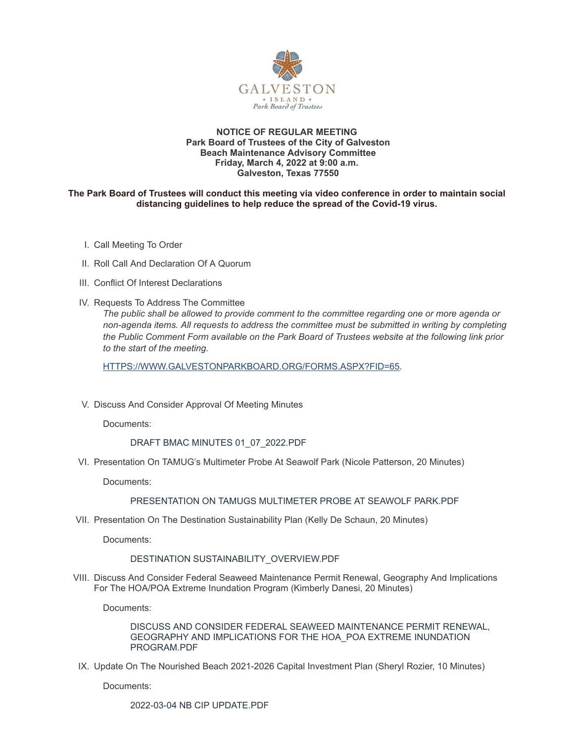GALVESTON
* ISLAND *
Park Board of Trustees

**NOTICE OF REGULAR MEETING**
**Park Board of Trustees of the City of Galveston**
**Beach Maintenance Advisory Committee**
**Friday, March 4, 2022 at 9:00 a.m.**
**Galveston, Texas 77550**

**The Park Board of Trustees will conduct this meeting via video conference in order to maintain social distancing guidelines to help reduce the spread of the Covid-19 virus.**

I. Call Meeting To Order

II. Roll Call And Declaration Of A Quorum

III. Conflict Of Interest Declarations

IV. Requests To Address The Committee

*The public shall be allowed to provide comment to the committee regarding one or more agenda or non-agenda items. All requests to address the committee must be submitted in writing by completing the Public Comment Form available on the Park Board of Trustees website at the following link prior to the start of the meeting.*

[HTTPS://WWW.GALVESTONPARKBOARD.ORG/FORMS.ASPX?FID=65](HTTPS://WWW.GALVESTONPARKBOARD.ORG/FORMS.ASPX?FID=65).

V. Discuss And Consider Approval Of Meeting Minutes

Documents:

DRAFT BMAC MINUTES 01_07_2022.PDF

VI. Presentation On TAMUG's Multimeter Probe At Seawolf Park (Nicole Patterson, 20 Minutes)

Documents:

PRESENTATION ON TAMUGS MULTIMETER PROBE AT SEAWOLF PARK.PDF

VII. Presentation On The Destination Sustainability Plan (Kelly De Schaun, 20 Minutes)

Documents:

DESTINATION SUSTAINABILITY_OVERVIEW.PDF

VIII. Discuss And Consider Federal Seaweed Maintenance Permit Renewal, Geography And Implications For The HOA/POA Extreme Inundation Program (Kimberly Danesi, 20 Minutes)

Documents:

DISCUSS AND CONSIDER FEDERAL SEAWEED MAINTENANCE PERMIT RENEWAL, GEOGRAPHY AND IMPLICATIONS FOR THE HOA_POA EXTREME INUNDATION PROGRAM.PDF

IX. Update On The Nourished Beach 2021-2026 Capital Investment Plan (Sheryl Rozier, 10 Minutes)

Documents:

2022-03-04 NB CIP UPDATE.PDF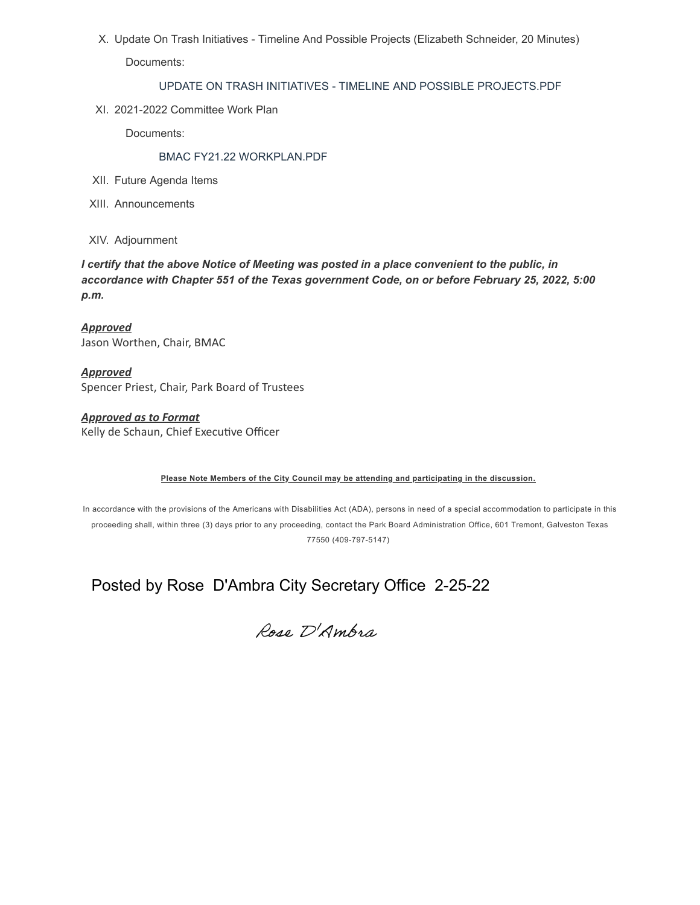X. Update On Trash Initiatives - Timeline And Possible Projects (Elizabeth Schneider, 20 Minutes)

Documents:

UPDATE ON TRASH INITIATIVES - TIMELINE AND POSSIBLE PROJECTS.PDF

XI. 2021-2022 Committee Work Plan

Documents:

BMAC FY21.22 WORKPLAN.PDF

XII. Future Agenda Items

XIII. Announcements

XIV. Adjournment

***I certify that the above Notice of Meeting was posted in a place convenient to the public, in accordance with Chapter 551 of the Texas government Code, on or before February 25, 2022, 5:00 p.m.***

***Approved***
Jason Worthen, Chair, BMAC

***Approved***
Spencer Priest, Chair, Park Board of Trustees

***Approved as to Format***
Kelly de Schaun, Chief Executive Officer

**Please Note Members of the City Council may be attending and participating in the discussion.**

In accordance with the provisions of the Americans with Disabilities Act (ADA), persons in need of a special accommodation to participate in this proceeding shall, within three (3) days prior to any proceeding, contact the Park Board Administration Office, 601 Tremont, Galveston Texas 77550 (409-797-5147)

Posted by Rose D'Ambra City Secretary Office 2-25-22

Rose D'Ambra